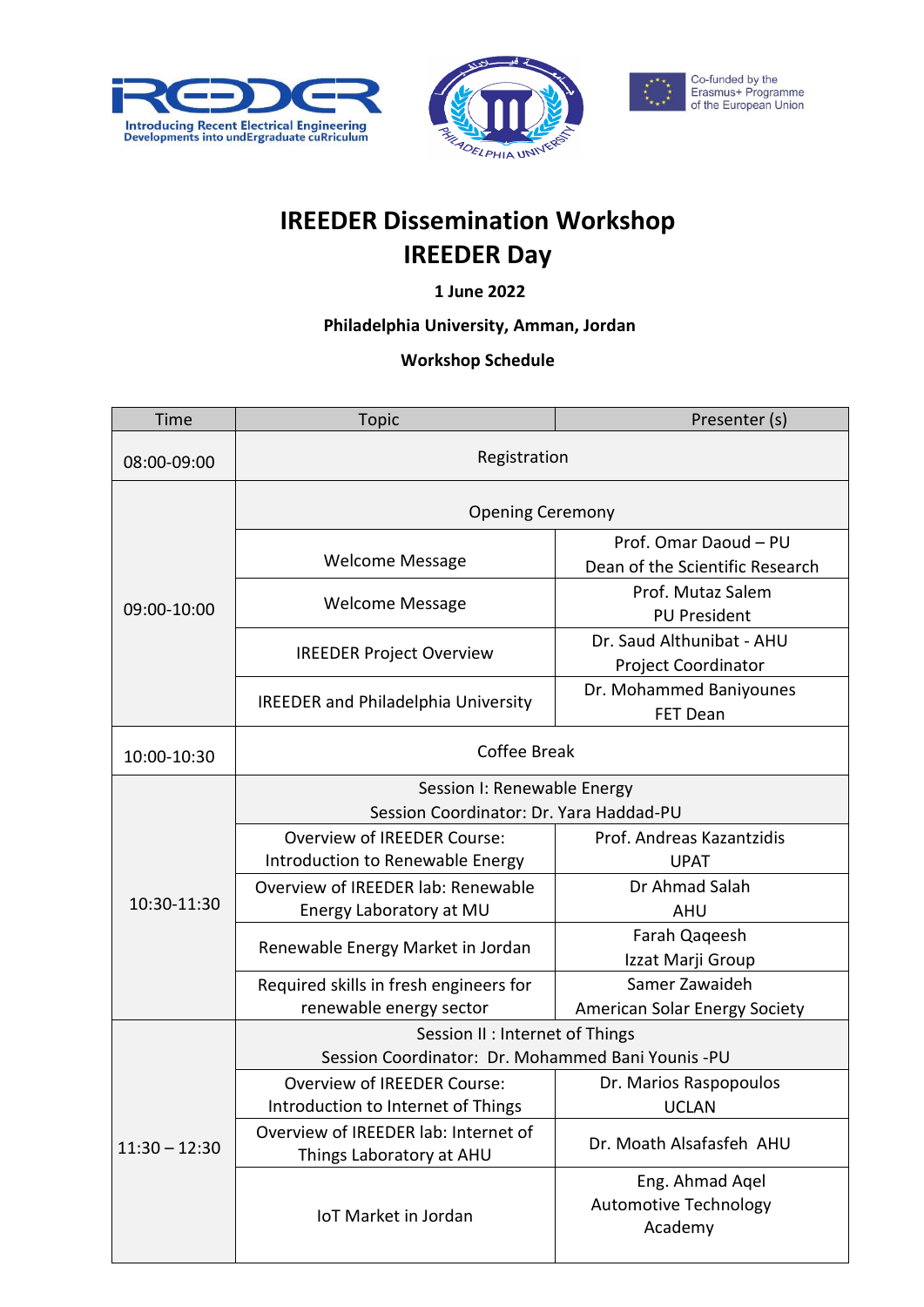# IREEDER Dissemination Workshop
# IREEDER Day

**1 June 2022**

**Philadelphia University, Amman, Jordan**

**Workshop Schedule**

| Time | Topic | Presenter (s) |
|---|---|---|
| 08:00-09:00 | Registration | |
| 09:00-10:00 | Opening Ceremony | |
| | Welcome Message | Prof. Omar Daoud – PU<br>Dean of the Scientific Research |
| | Welcome Message | Prof. Mutaz Salem<br>PU President |
| | IREEDER Project Overview | Dr. Saud Althunibat - AHU<br>Project Coordinator |
| | IREEDER and Philadelphia University | Dr. Mohammed Baniyounes<br>FET Dean |
| 10:00-10:30 | Coffee Break | |
| 10:30-11:30 | Session I: Renewable Energy<br>Session Coordinator: Dr. Yara Haddad-PU | |
| | Overview of IREEDER Course:<br>Introduction to Renewable Energy | Prof. Andreas Kazantzidis<br>UPAT |
| | Overview of IREEDER lab: Renewable Energy Laboratory at MU | Dr Ahmad Salah<br>AHU |
| | Renewable Energy Market in Jordan | Farah Qaqeesh<br>Izzat Marji Group |
| | Required skills in fresh engineers for renewable energy sector | Samer Zawaideh<br>American Solar Energy Society |
| 11:30 – 12:30 | Session II : Internet of Things<br>Session Coordinator: Dr. Mohammed Bani Younis -PU | |
| | Overview of IREEDER Course:<br>Introduction to Internet of Things | Dr. Marios Raspopoulos<br>UCLAN |
| | Overview of IREEDER lab: Internet of Things Laboratory at AHU | Dr. Moath Alsafasfeh AHU |
| | IoT Market in Jordan | Eng. Ahmad Aqel<br>Automotive Technology Academy |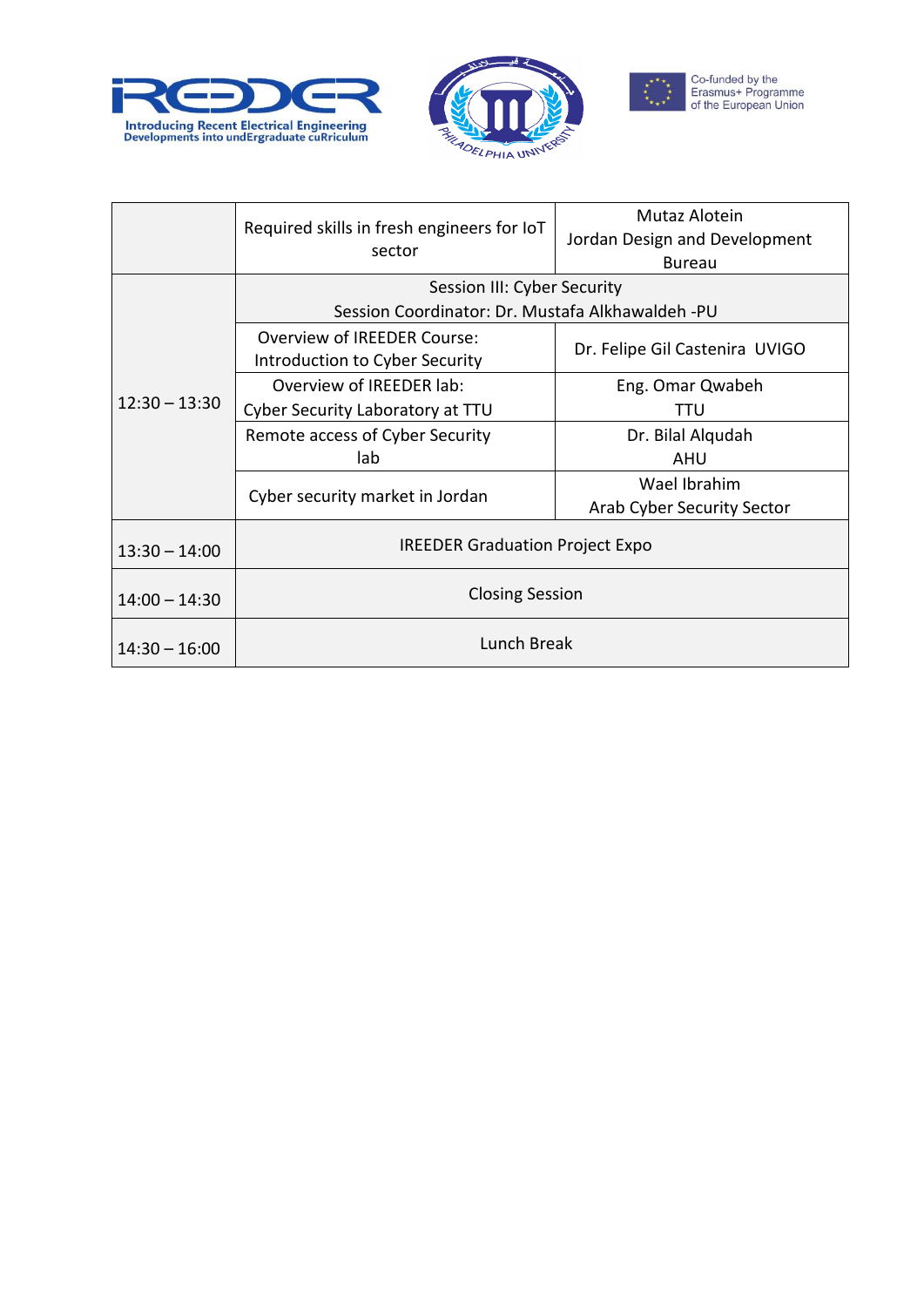| | | |
|---|---|---|
| | Required skills in fresh engineers for IoT sector | Mutaz Alotein<br>Jordan Design and Development Bureau |
| 12:30 – 13:30 | Session III: Cyber Security<br>Session Coordinator: Dr. Mustafa Alkhawaldeh -PU | |
| | Overview of IREEDER Course:<br>Introduction to Cyber Security | Dr. Felipe Gil Castenira UVIGO |
| | Overview of IREEDER lab:<br>Cyber Security Laboratory at TTU | Eng. Omar Qwabeh<br>TTU |
| | Remote access of Cyber Security lab | Dr. Bilal Alqudah<br>AHU |
| | Cyber security market in Jordan | Wael Ibrahim<br>Arab Cyber Security Sector |
| 13:30 – 14:00 | IREEDER Graduation Project Expo | |
| 14:00 – 14:30 | Closing Session | |
| 14:30 – 16:00 | Lunch Break | |